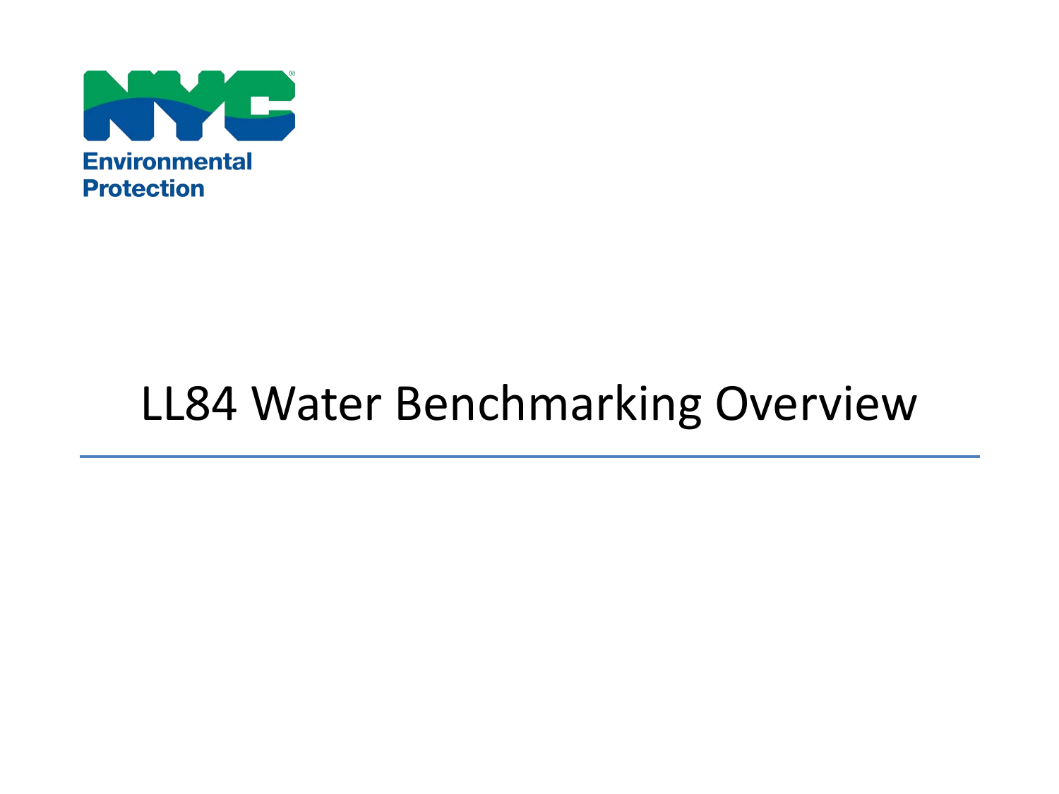NYC Environmental Protection

# LL84 Water Benchmarking Overview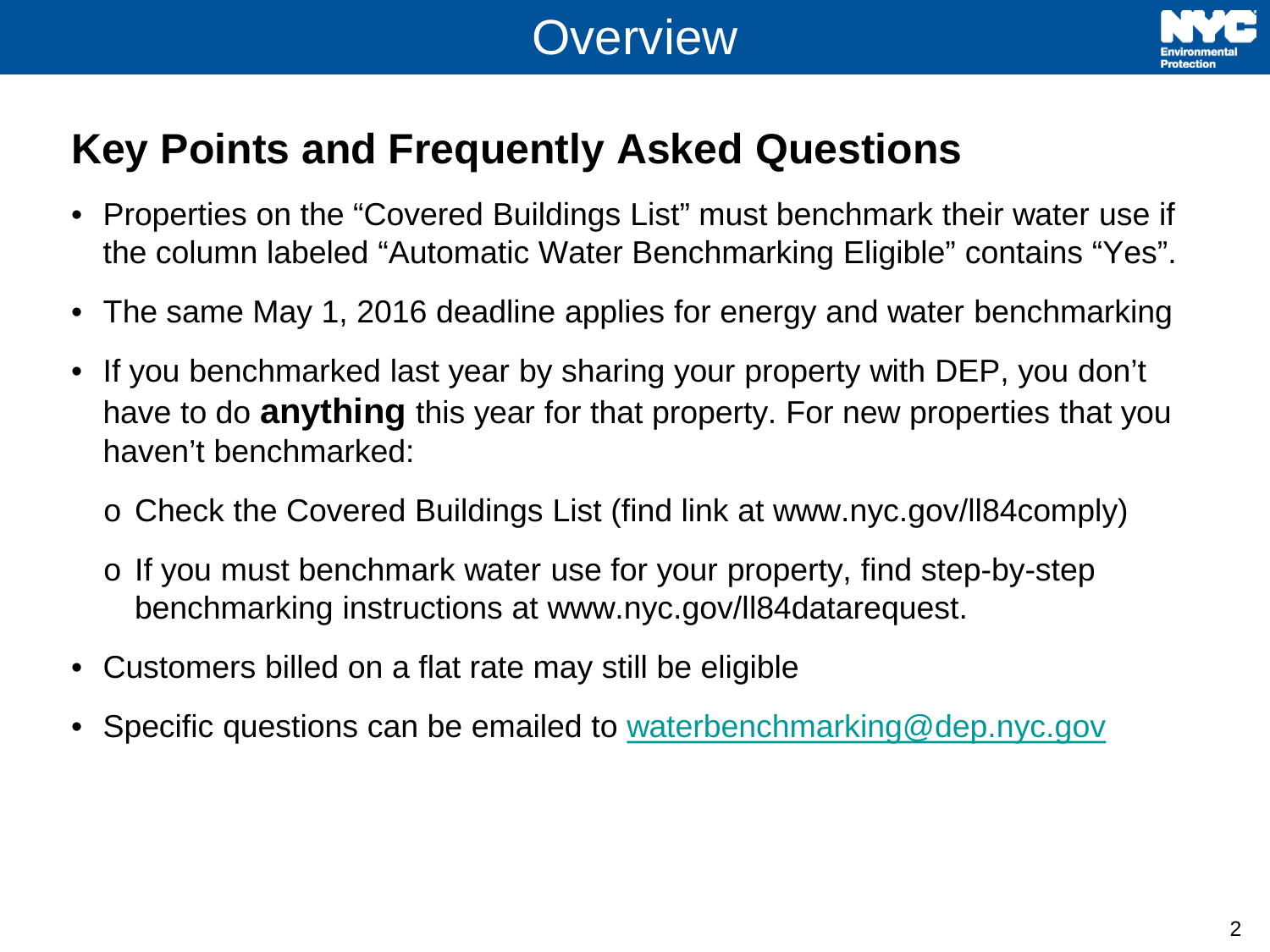# Overview

## Key Points and Frequently Asked Questions

- Properties on the "Covered Buildings List" must benchmark their water use if the column labeled "Automatic Water Benchmarking Eligible" contains "Yes".
- The same May 1, 2016 deadline applies for energy and water benchmarking
- If you benchmarked last year by sharing your property with DEP, you don't have to do **anything** this year for that property. For new properties that you haven't benchmarked:
  - Check the Covered Buildings List (find link at www.nyc.gov/ll84comply)
  - If you must benchmark water use for your property, find step-by-step benchmarking instructions at www.nyc.gov/ll84datarequest.
- Customers billed on a flat rate may still be eligible
- Specific questions can be emailed to waterbenchmarking@dep.nyc.gov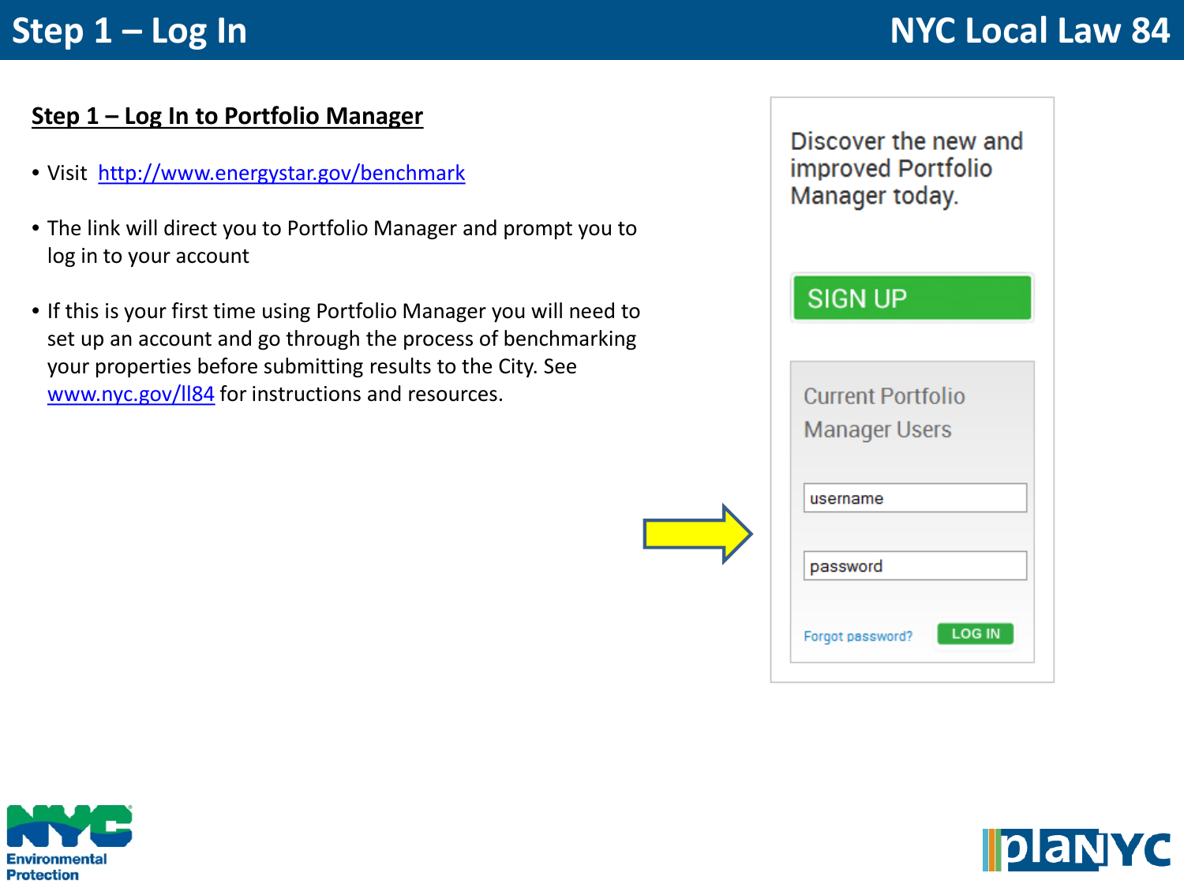# Step 1 – Log In

## Step 1 – Log In to Portfolio Manager

- Visit [http://www.energystar.gov/benchmark](http://www.energystar.gov/benchmark)
- The link will direct you to Portfolio Manager and prompt you to log in to your account
- If this is your first time using Portfolio Manager you will need to set up an account and go through the process of benchmarking your properties before submitting results to the City. See [www.nyc.gov/ll84](www.nyc.gov/ll84) for instructions and resources.

Discover the new and improved Portfolio Manager today.

SIGN UP

Current Portfolio Manager Users

username

password

Forgot password? LOG IN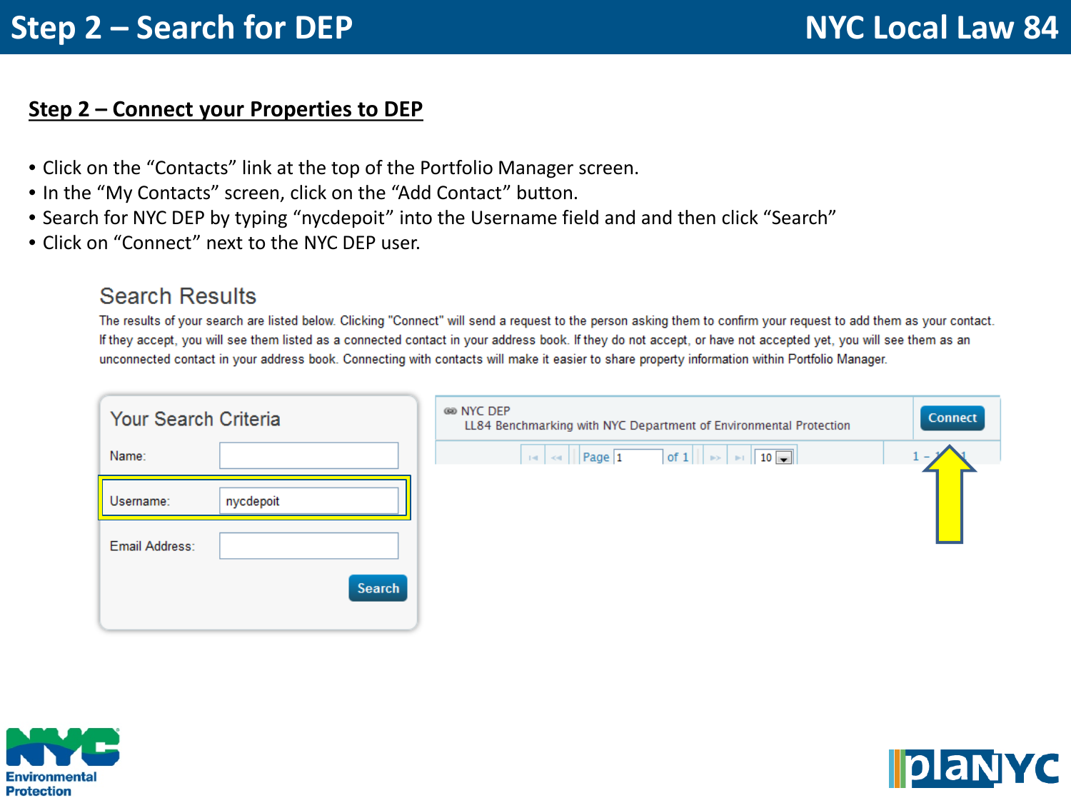# Step 2 – Search for DEP

## Step 2 – Connect your Properties to DEP

- Click on the "Contacts" link at the top of the Portfolio Manager screen.
- In the "My Contacts" screen, click on the "Add Contact" button.
- Search for NYC DEP by typing "nycdepoit" into the Username field and and then click "Search"
- Click on "Connect" next to the NYC DEP user.

### Search Results

The results of your search are listed below. Clicking "Connect" will send a request to the person asking them to confirm your request to add them as your contact. If they accept, you will see them listed as a connected contact in your address book. If they do not accept, or have not accepted yet, you will see them as an unconnected contact in your address book. Connecting with contacts will make it easier to share property information within Portfolio Manager.

**Your Search Criteria**

Name:

Username: nycdepoit

Email Address:

Search

NYC DEP
LL84 Benchmarking with NYC Department of Environmental Protection

Connect

Page 1 of 1 | 10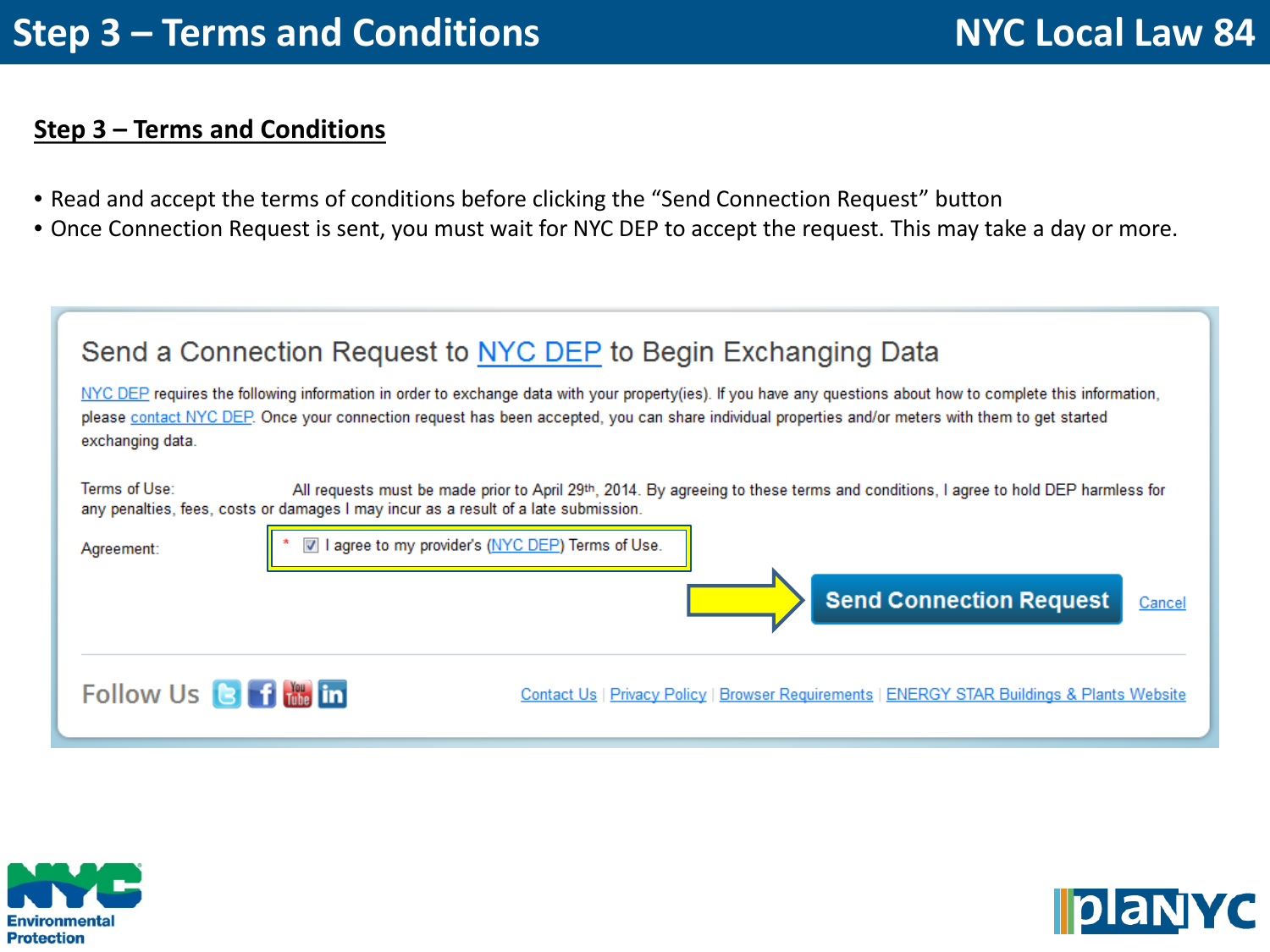# Step 3 – Terms and Conditions

## Step 3 – Terms and Conditions

- Read and accept the terms of conditions before clicking the "Send Connection Request" button
- Once Connection Request is sent, you must wait for NYC DEP to accept the request. This may take a day or more.

### Send a Connection Request to NYC DEP to Begin Exchanging Data

NYC DEP requires the following information in order to exchange data with your property(ies). If you have any questions about how to complete this information, please contact NYC DEP. Once your connection request has been accepted, you can share individual properties and/or meters with them to get started exchanging data.

Terms of Use: All requests must be made prior to April 29th, 2014. By agreeing to these terms and conditions, I agree to hold DEP harmless for any penalties, fees, costs or damages I may incur as a result of a late submission.

Agreement: * ☑ I agree to my provider's (NYC DEP) Terms of Use.

**Send Connection Request** Cancel

Follow Us

Contact Us | Privacy Policy | Browser Requirements | ENERGY STAR Buildings & Plants Website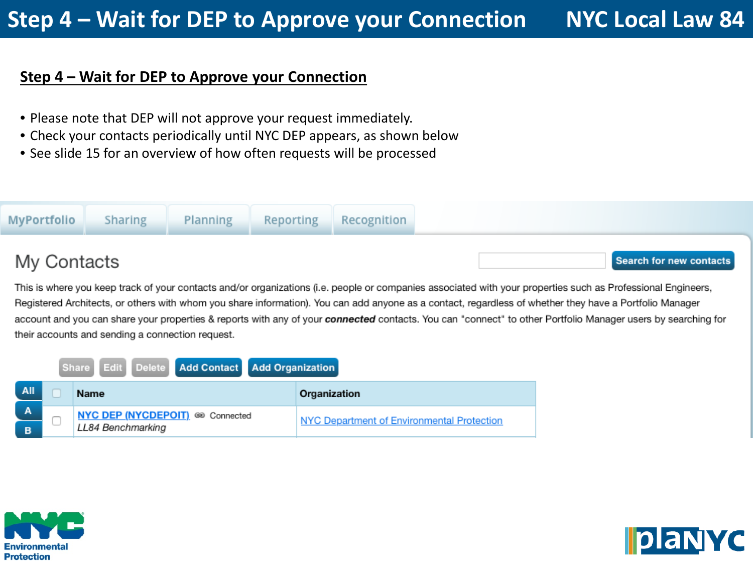# Step 4 – Wait for DEP to Approve your Connection

## Step 4 – Wait for DEP to Approve your Connection

- Please note that DEP will not approve your request immediately.
- Check your contacts periodically until NYC DEP appears, as shown below
- See slide 15 for an overview of how often requests will be processed

MyPortfolio | Sharing | Planning | Reporting | Recognition

### My Contacts

Search for new contacts

This is where you keep track of your contacts and/or organizations (i.e. people or companies associated with your properties such as Professional Engineers, Registered Architects, or others with whom you share information). You can add anyone as a contact, regardless of whether they have a Portfolio Manager account and you can share your properties & reports with any of your ***connected*** contacts. You can "connect" to other Portfolio Manager users by searching for their accounts and sending a connection request.

Share | Edit | Delete | Add Contact | Add Organization

| | Name | Organization |
|---|---|---|
| | NYC DEP (NYCDEPOIT) Connected *LL84 Benchmarking* | NYC Department of Environmental Protection |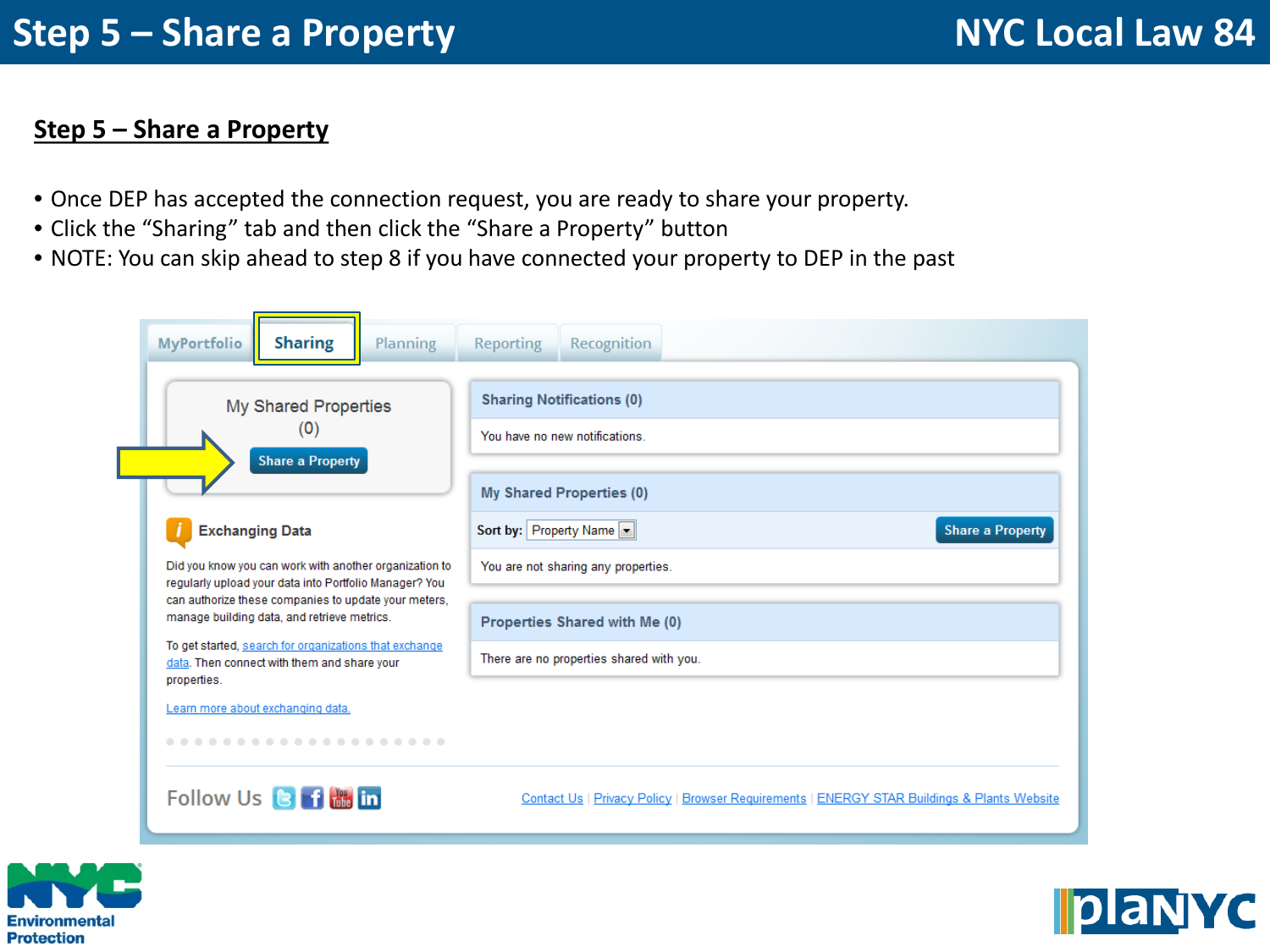# Step 5 – Share a Property

## Step 5 – Share a Property

- Once DEP has accepted the connection request, you are ready to share your property.
- Click the "Sharing" tab and then click the "Share a Property" button
- NOTE: You can skip ahead to step 8 if you have connected your property to DEP in the past

MyPortfolio | Sharing | Planning | Reporting | Recognition

My Shared Properties (0)

Share a Property

**Exchanging Data**

Did you know you can work with another organization to regularly upload your data into Portfolio Manager? You can authorize these companies to update your meters, manage building data, and retrieve metrics.

To get started, search for organizations that exchange data. Then connect with them and share your properties.

Learn more about exchanging data.

**Sharing Notifications (0)**

You have no new notifications.

**My Shared Properties (0)**

Sort by: Property Name — Share a Property

You are not sharing any properties.

**Properties Shared with Me (0)**

There are no properties shared with you.

Follow Us

Contact Us | Privacy Policy | Browser Requirements | ENERGY STAR Buildings & Plants Website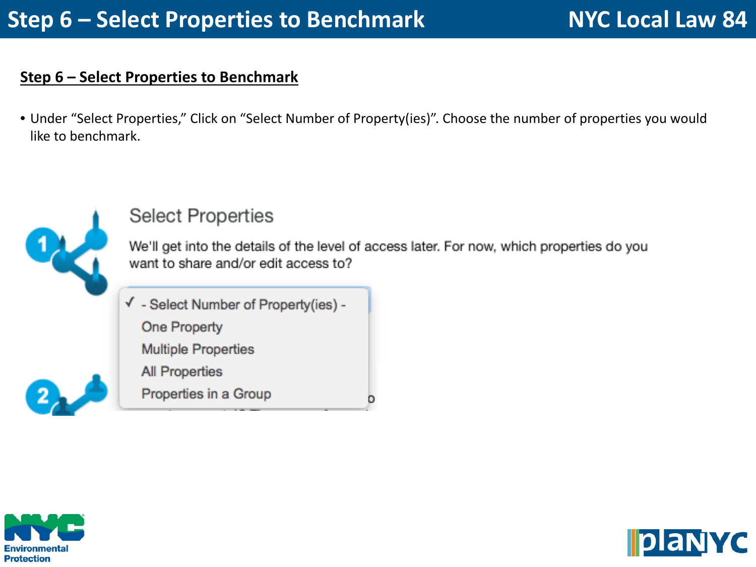## Step 6 – Select Properties to Benchmark

- Under "Select Properties," Click on "Select Number of Property(ies)". Choose the number of properties you would like to benchmark.

Select Properties

We'll get into the details of the level of access later. For now, which properties do you want to share and/or edit access to?

- ✓ - Select Number of Property(ies) -
- One Property
- Multiple Properties
- All Properties
- Properties in a Group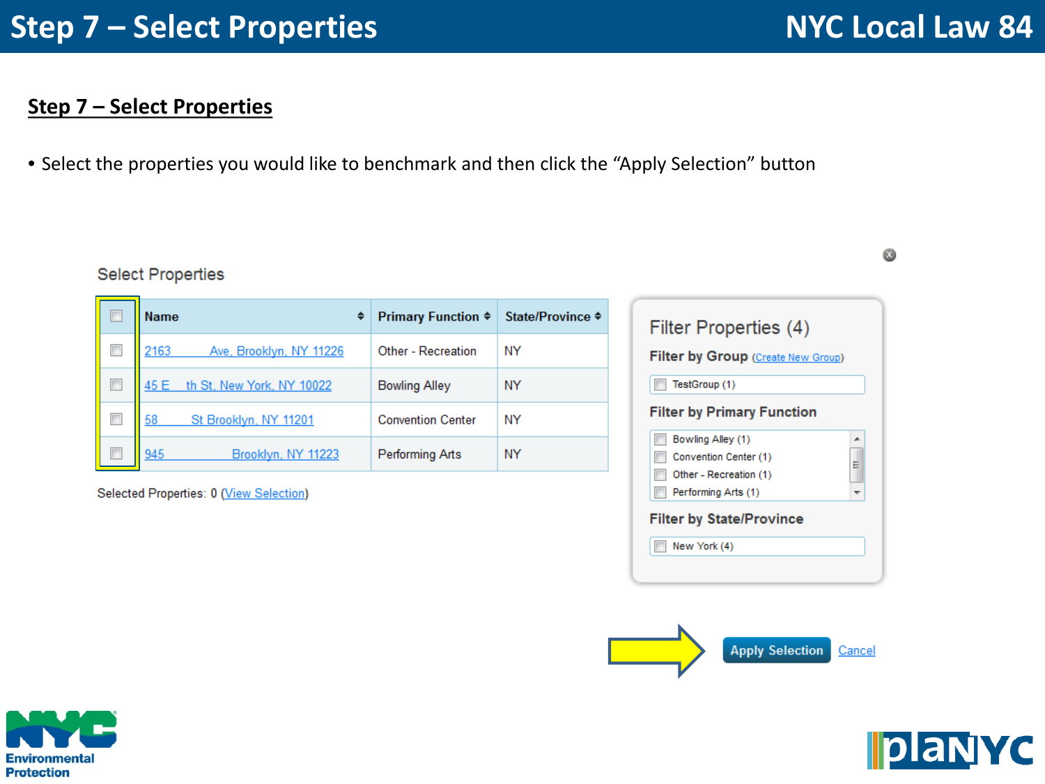## Step 7 – Select Properties

- Select the properties you would like to benchmark and then click the "Apply Selection" button

Select Properties

| | Name | Primary Function | State/Province |
|---|---|---|---|
| ☐ | 2163 Ave, Brooklyn, NY 11226 | Other - Recreation | NY |
| ☐ | 45 E th St, New York, NY 10022 | Bowling Alley | NY |
| ☐ | 58 St Brooklyn, NY 11201 | Convention Center | NY |
| ☐ | 945 Brooklyn, NY 11223 | Performing Arts | NY |

Selected Properties: 0 (View Selection)

**Filter Properties (4)**

**Filter by Group** (Create New Group)

- TestGroup (1)

**Filter by Primary Function**

- Bowling Alley (1)
- Convention Center (1)
- Other - Recreation (1)
- Performing Arts (1)

**Filter by State/Province**

- New York (4)

Apply Selection | Cancel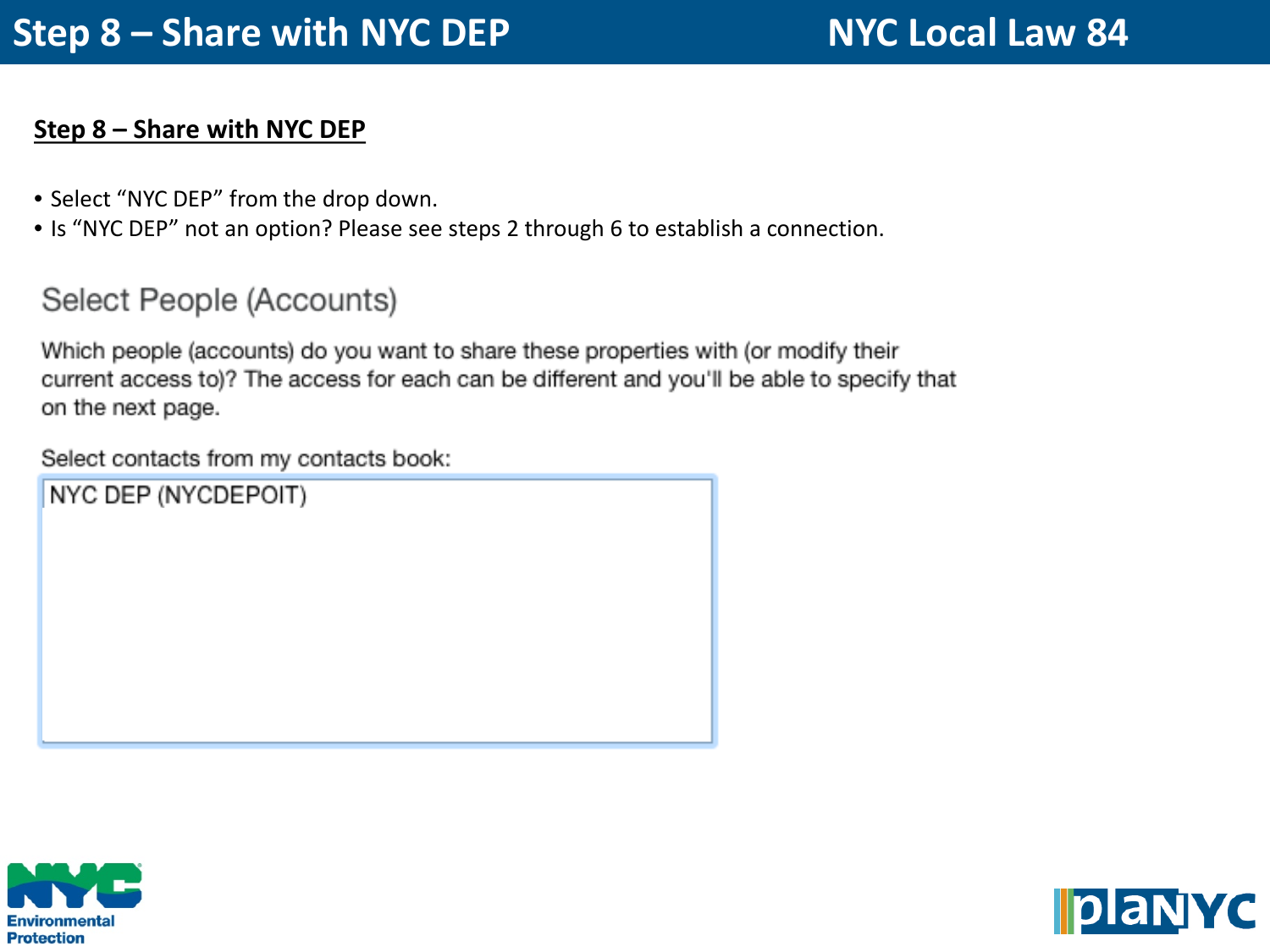# Step 8 – Share with NYC DEP

NYC Local Law 84

**Step 8 – Share with NYC DEP**

- Select "NYC DEP" from the drop down.
- Is "NYC DEP" not an option? Please see steps 2 through 6 to establish a connection.

## Select People (Accounts)

Which people (accounts) do you want to share these properties with (or modify their current access to)? The access for each can be different and you'll be able to specify that on the next page.

Select contacts from my contacts book:

NYC DEP (NYCDEPOIT)

NYC Environmental Protection

planNYC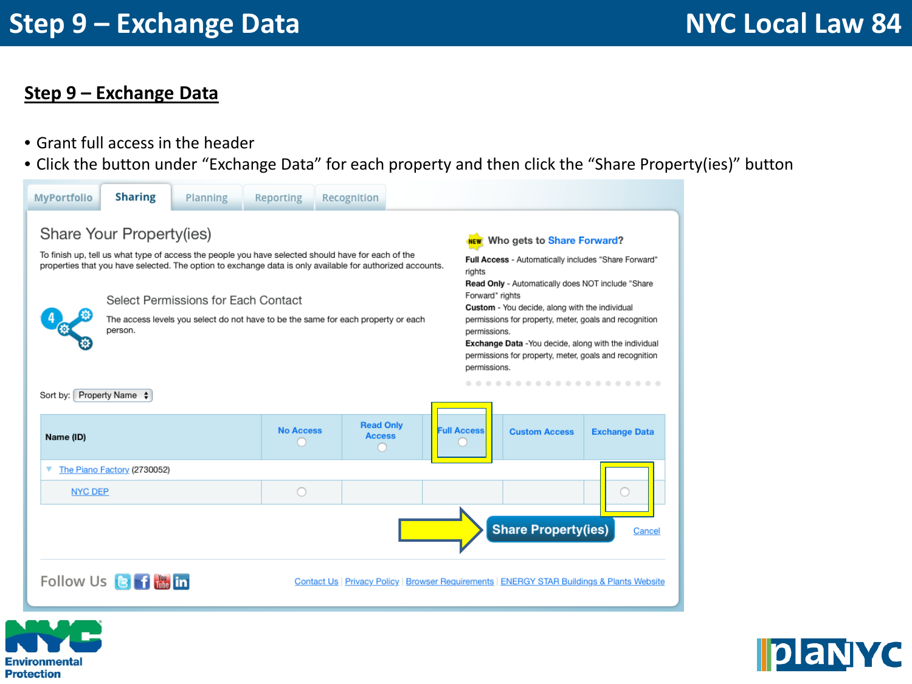## Step 9 – Exchange Data

- Grant full access in the header
- Click the button under “Exchange Data” for each property and then click the “Share Property(ies)” button

MyPortfolio | Sharing | Planning | Reporting | Recognition

### Share Your Property(ies)

To finish up, tell us what type of access the people you have selected should have for each of the properties that you have selected. The option to exchange data is only available for authorized accounts.

**Select Permissions for Each Contact**

The access levels you select do not have to be the same for each property or each person.

**Who gets to Share Forward?**

**Full Access** - Automatically includes "Share Forward" rights

**Read Only** - Automatically does NOT include "Share Forward" rights

**Custom** - You decide, along with the individual permissions for property, meter, goals and recognition permissions.

**Exchange Data** -You decide, along with the individual permissions for property, meter, goals and recognition permissions.

Sort by: Property Name

| Name (ID) | No Access | Read Only Access | Full Access | Custom Access | Exchange Data |
|---|---|---|---|---|---|
| The Piano Factory (2730052) | | | | | |
| NYC DEP | ○ | | | | ○ |

Share Property(ies) | Cancel

Follow Us

Contact Us | Privacy Policy | Browser Requirements | ENERGY STAR Buildings & Plants Website

NYC Environmental Protection

PlaNYC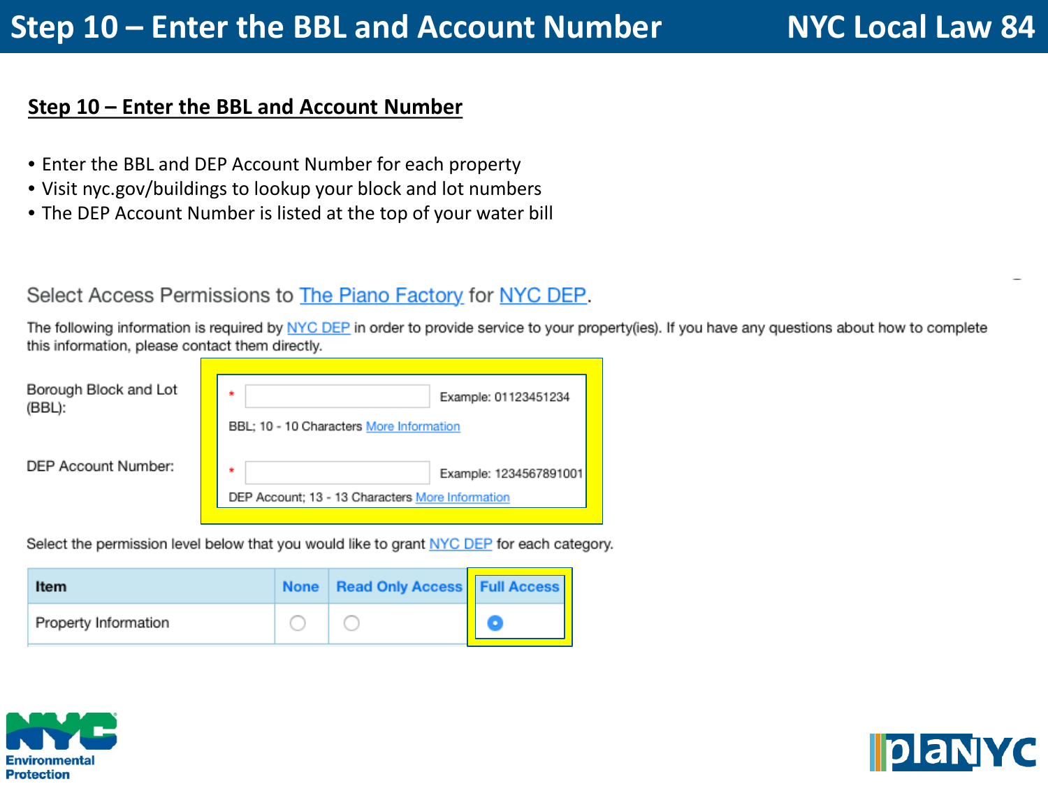## Step 10 – Enter the BBL and Account Number

- Enter the BBL and DEP Account Number for each property
- Visit nyc.gov/buildings to lookup your block and lot numbers
- The DEP Account Number is listed at the top of your water bill

Select Access Permissions to The Piano Factory for NYC DEP.

The following information is required by NYC DEP in order to provide service to your property(ies). If you have any questions about how to complete this information, please contact them directly.

Borough Block and Lot (BBL): * Example: 01123451234
BBL; 10 - 10 Characters More Information

DEP Account Number: * Example: 1234567891001
DEP Account; 13 - 13 Characters More Information

Select the permission level below that you would like to grant NYC DEP for each category.

| Item | None | Read Only Access | Full Access |
|---|---|---|---|
| Property Information | ○ | ○ | ◉ |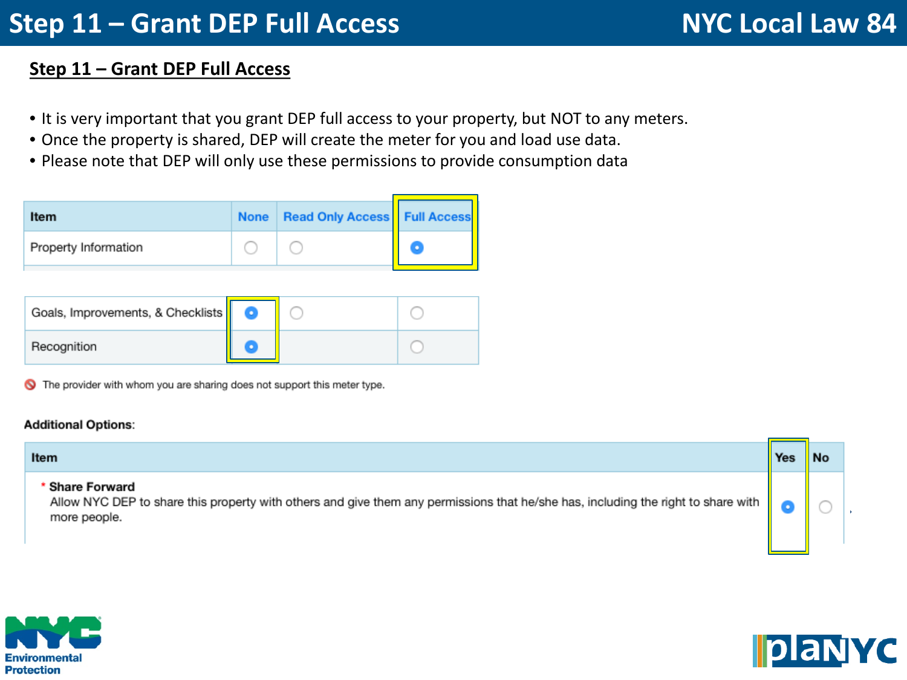## Step 11 – Grant DEP Full Access

- It is very important that you grant DEP full access to your property, but NOT to any meters.
- Once the property is shared, DEP will create the meter for you and load use data.
- Please note that DEP will only use these permissions to provide consumption data

| Item | None | Read Only Access | Full Access |
| --- | --- | --- | --- |
| Property Information | ○ | ○ | ◉ |
| Goals, Improvements, & Checklists | ◉ | ○ | ○ |
| Recognition | ◉ | | ○ |

The provider with whom you are sharing does not support this meter type.

**Additional Options:**

| Item | Yes | No |
| --- | --- | --- |
| * **Share Forward** Allow NYC DEP to share this property with others and give them any permissions that he/she has, including the right to share with more people. | ◉ | ○ |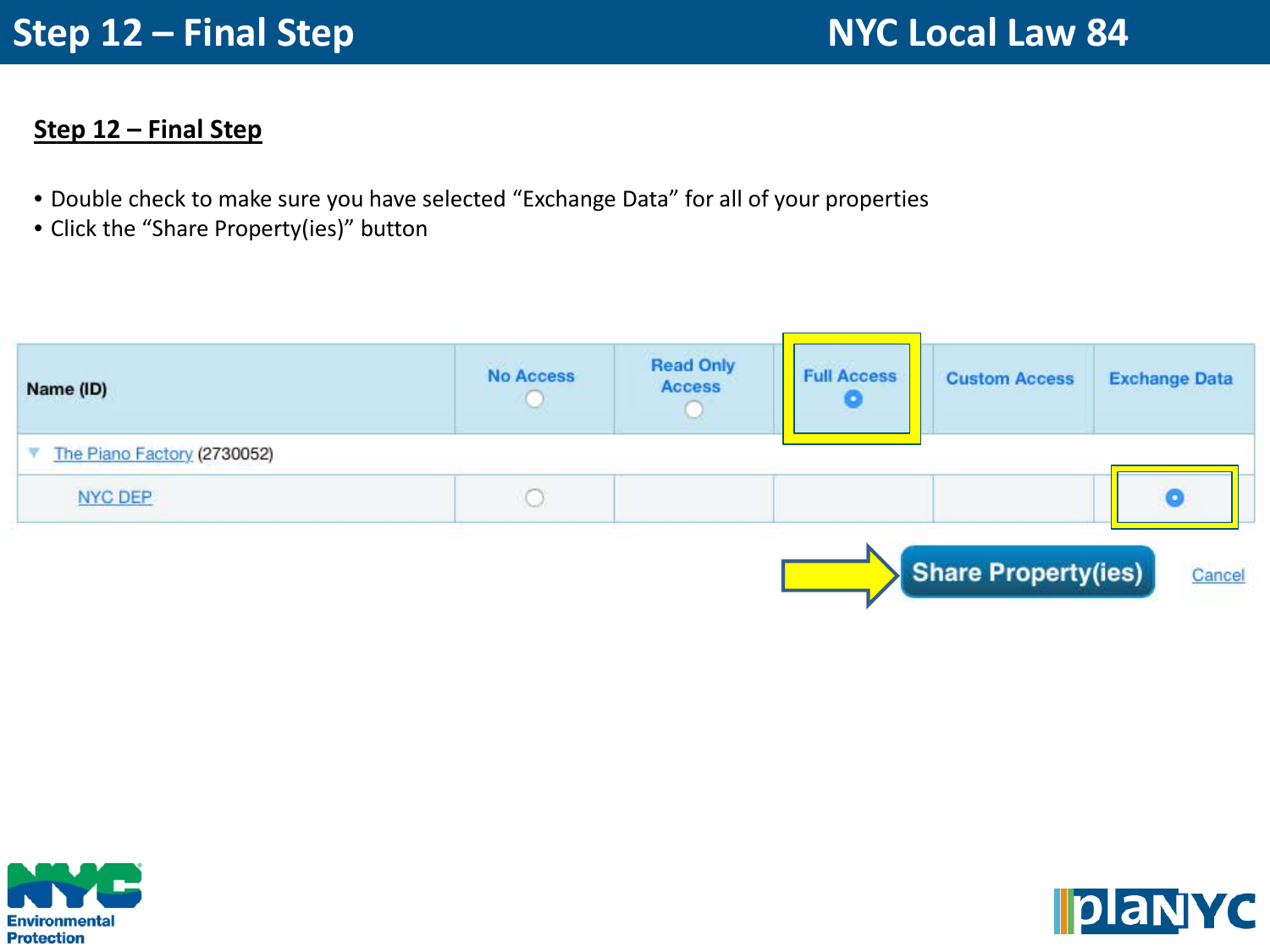# Step 12 – Final Step

**Step 12 – Final Step**

- Double check to make sure you have selected “Exchange Data” for all of your properties
- Click the “Share Property(ies)” button

| Name (ID) | No Access | Read Only Access | Full Access | Custom Access | Exchange Data |
|---|---|---|---|---|---|
| The Piano Factory (2730052) | | | | | |
| NYC DEP | ○ | | | | ● |

Share Property(ies)    Cancel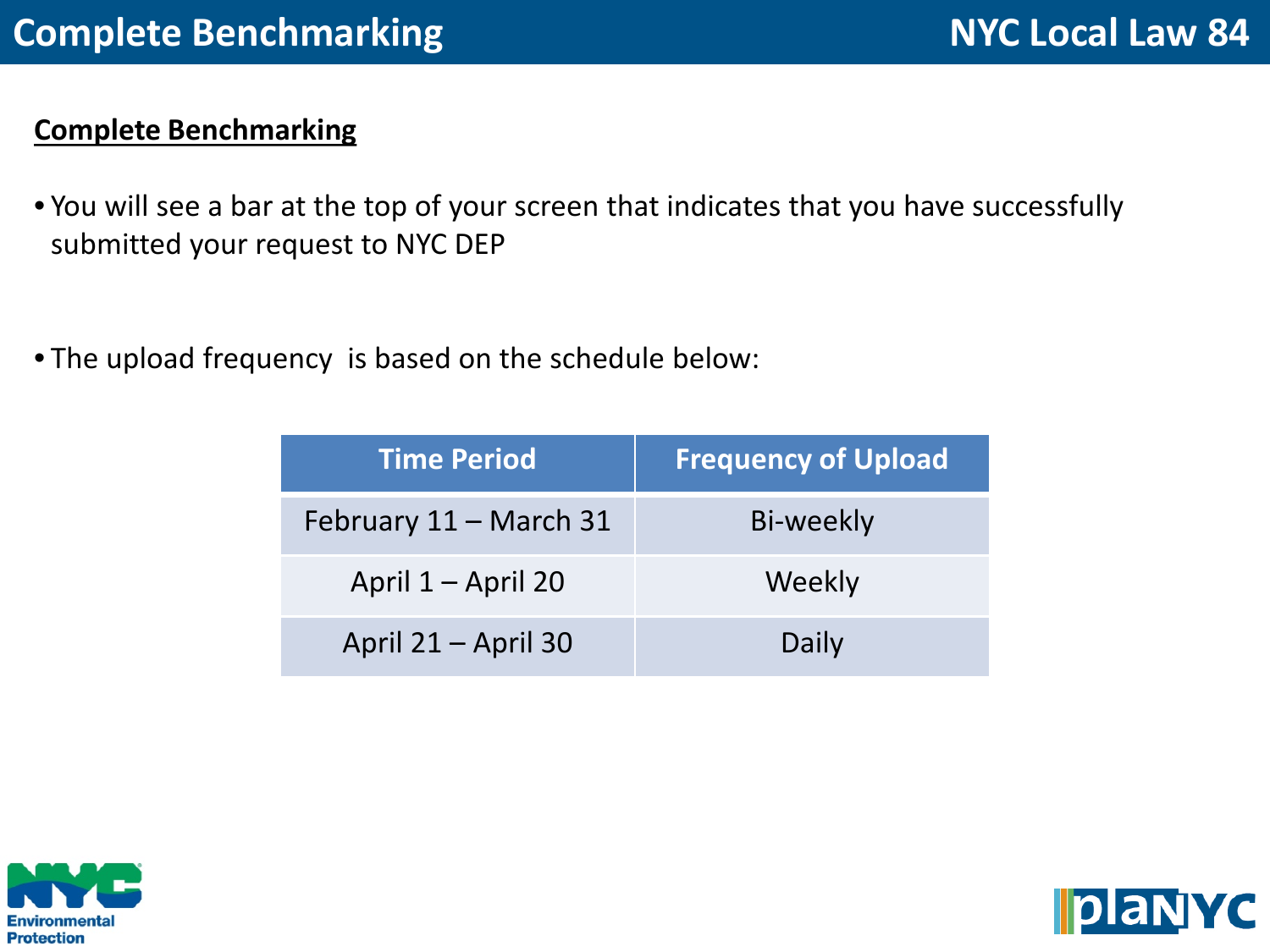# Complete Benchmarking

## NYC Local Law 84

**Complete Benchmarking**

- You will see a bar at the top of your screen that indicates that you have successfully submitted your request to NYC DEP

- The upload frequency is based on the schedule below:

| Time Period | Frequency of Upload |
|---|---|
| February 11 – March 31 | Bi-weekly |
| April 1 – April 20 | Weekly |
| April 21 – April 30 | Daily |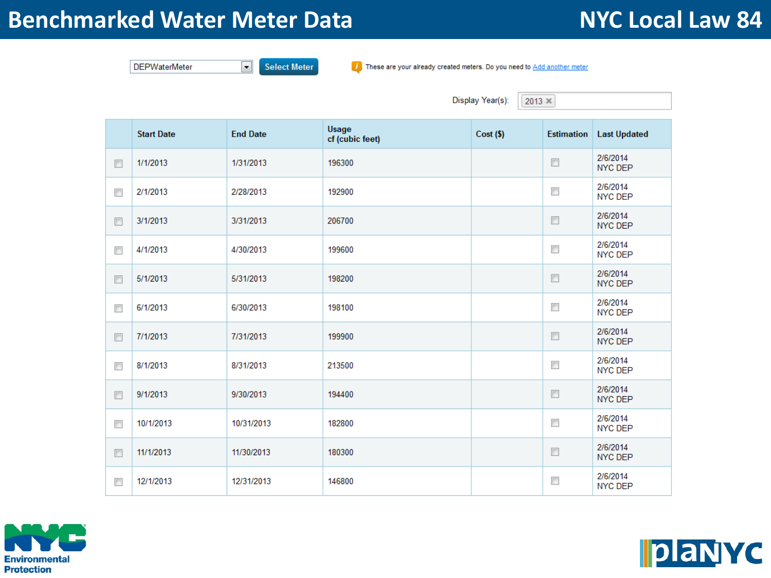# Benchmarked Water Meter Data

## NYC Local Law 84

DEPWaterMeter | Select Meter

These are your already created meters. Do you need to Add another meter

Display Year(s): 2013

| | Start Date | End Date | Usage cf (cubic feet) | Cost ($) | Estimation | Last Updated |
|---|---|---|---|---|---|---|
| ☐ | 1/1/2013 | 1/31/2013 | 196300 | | ☐ | 2/6/2014 NYC DEP |
| ☐ | 2/1/2013 | 2/28/2013 | 192900 | | ☐ | 2/6/2014 NYC DEP |
| ☐ | 3/1/2013 | 3/31/2013 | 206700 | | ☐ | 2/6/2014 NYC DEP |
| ☐ | 4/1/2013 | 4/30/2013 | 199600 | | ☐ | 2/6/2014 NYC DEP |
| ☐ | 5/1/2013 | 5/31/2013 | 198200 | | ☐ | 2/6/2014 NYC DEP |
| ☐ | 6/1/2013 | 6/30/2013 | 198100 | | ☐ | 2/6/2014 NYC DEP |
| ☐ | 7/1/2013 | 7/31/2013 | 199900 | | ☐ | 2/6/2014 NYC DEP |
| ☐ | 8/1/2013 | 8/31/2013 | 213500 | | ☐ | 2/6/2014 NYC DEP |
| ☐ | 9/1/2013 | 9/30/2013 | 194400 | | ☐ | 2/6/2014 NYC DEP |
| ☐ | 10/1/2013 | 10/31/2013 | 182800 | | ☐ | 2/6/2014 NYC DEP |
| ☐ | 11/1/2013 | 11/30/2013 | 180300 | | ☐ | 2/6/2014 NYC DEP |
| ☐ | 12/1/2013 | 12/31/2013 | 146800 | | ☐ | 2/6/2014 NYC DEP |

NYC Environmental Protection

planNYC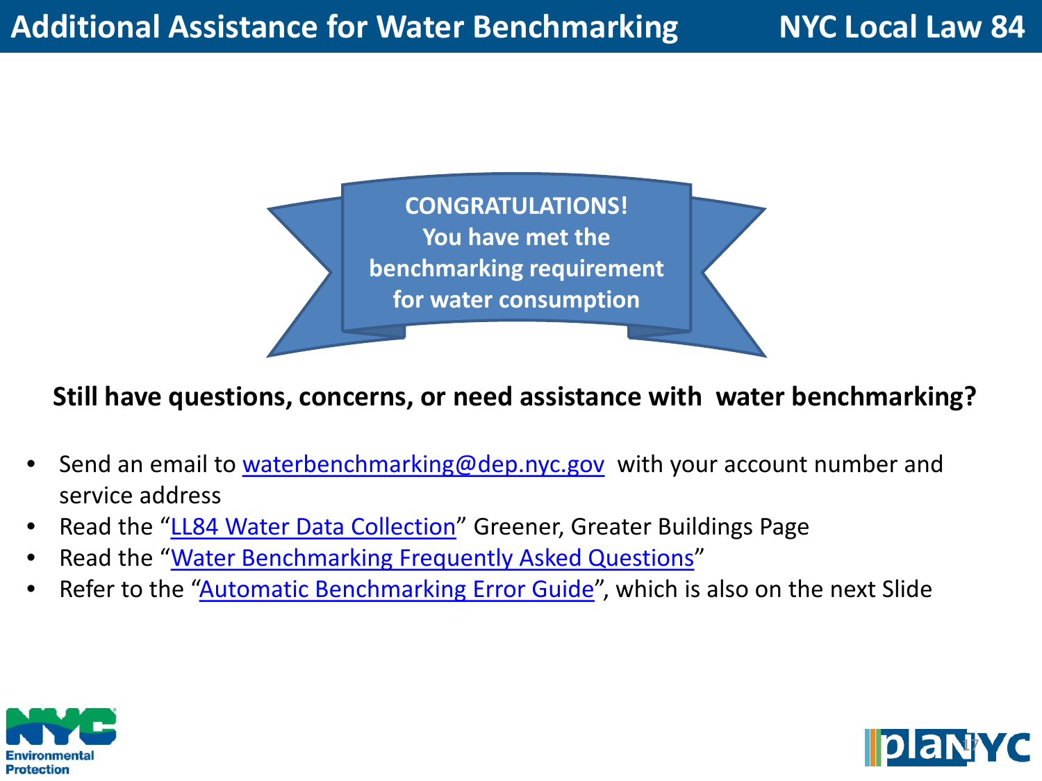# Additional Assistance for Water Benchmarking

**CONGRATULATIONS!**
**You have met the benchmarking requirement for water consumption**

**Still have questions, concerns, or need assistance with water benchmarking?**

- Send an email to waterbenchmarking@dep.nyc.gov with your account number and service address
- Read the "LL84 Water Data Collection" Greener, Greater Buildings Page
- Read the "Water Benchmarking Frequently Asked Questions"
- Refer to the "Automatic Benchmarking Error Guide", which is also on the next Slide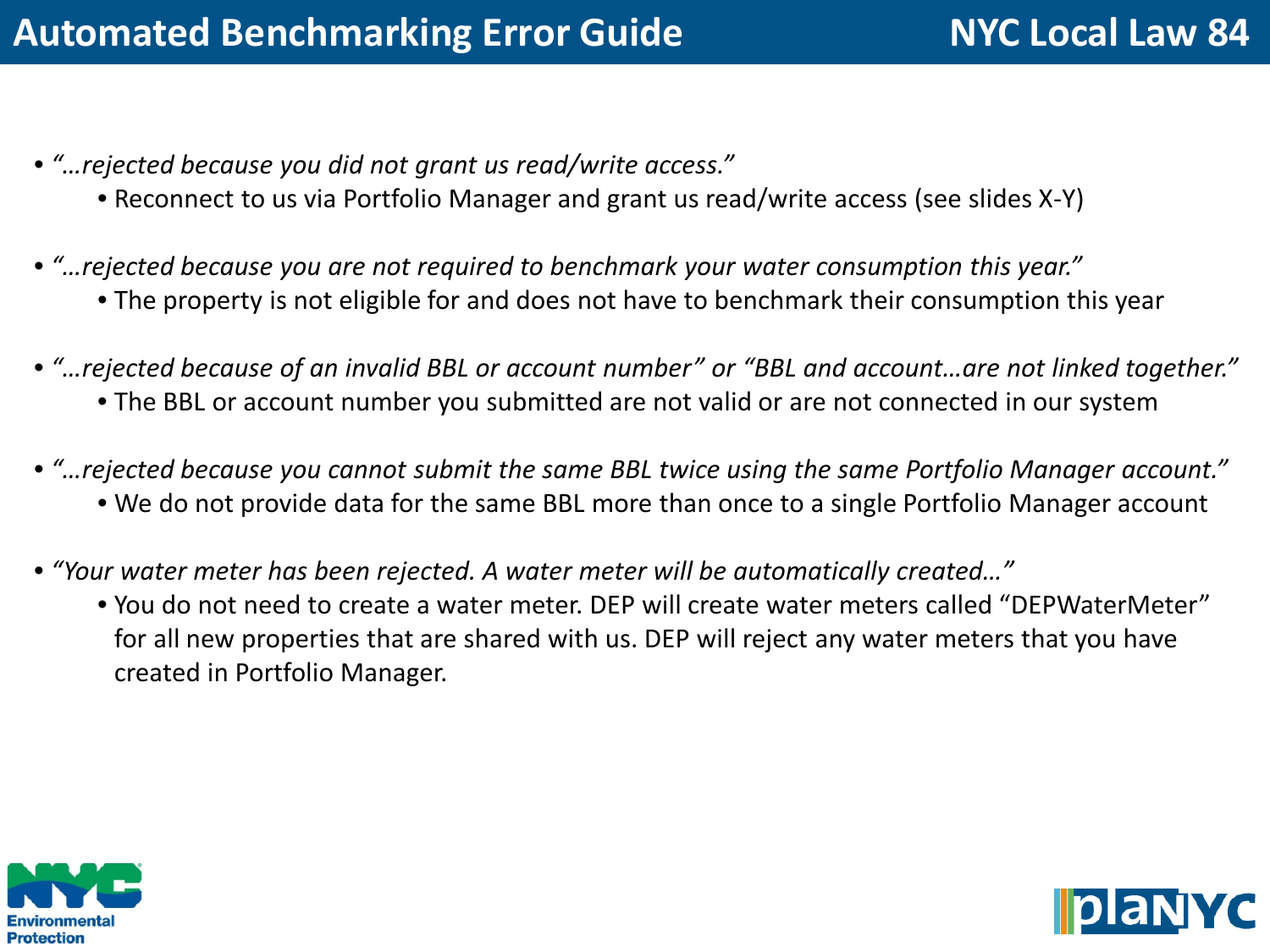# Automated Benchmarking Error Guide

## NYC Local Law 84

- *"…rejected because you did not grant us read/write access."*
  - Reconnect to us via Portfolio Manager and grant us read/write access (see slides X-Y)
- *"…rejected because you are not required to benchmark your water consumption this year."*
  - The property is not eligible for and does not have to benchmark their consumption this year
- *"…rejected because of an invalid BBL or account number" or "BBL and account…are not linked together."*
  - The BBL or account number you submitted are not valid or are not connected in our system
- *"…rejected because you cannot submit the same BBL twice using the same Portfolio Manager account."*
  - We do not provide data for the same BBL more than once to a single Portfolio Manager account
- *"Your water meter has been rejected. A water meter will be automatically created…"*
  - You do not need to create a water meter. DEP will create water meters called "DEPWaterMeter" for all new properties that are shared with us. DEP will reject any water meters that you have created in Portfolio Manager.

NYC Environmental Protection

planYC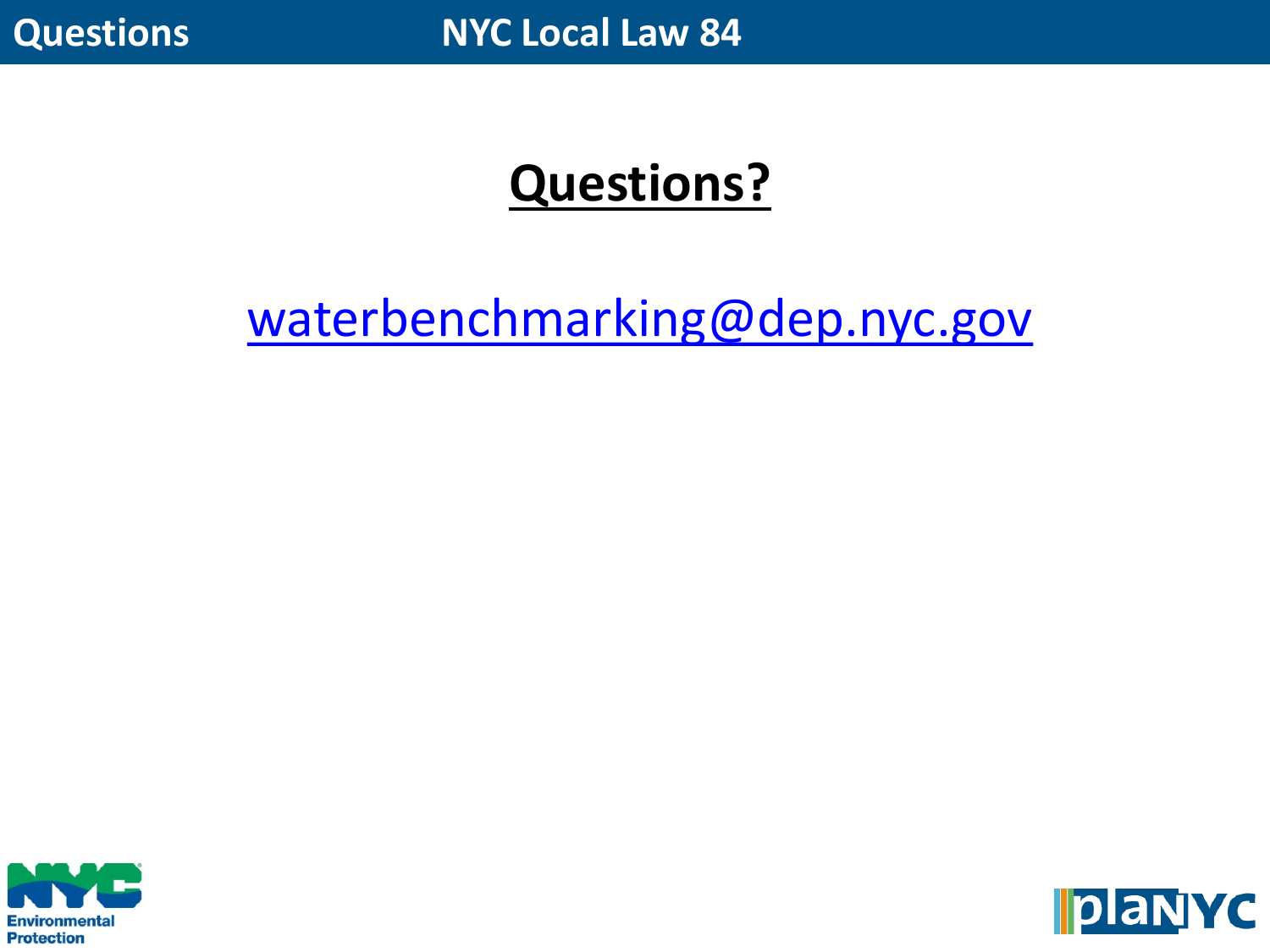# Questions?

waterbenchmarking@dep.nyc.gov